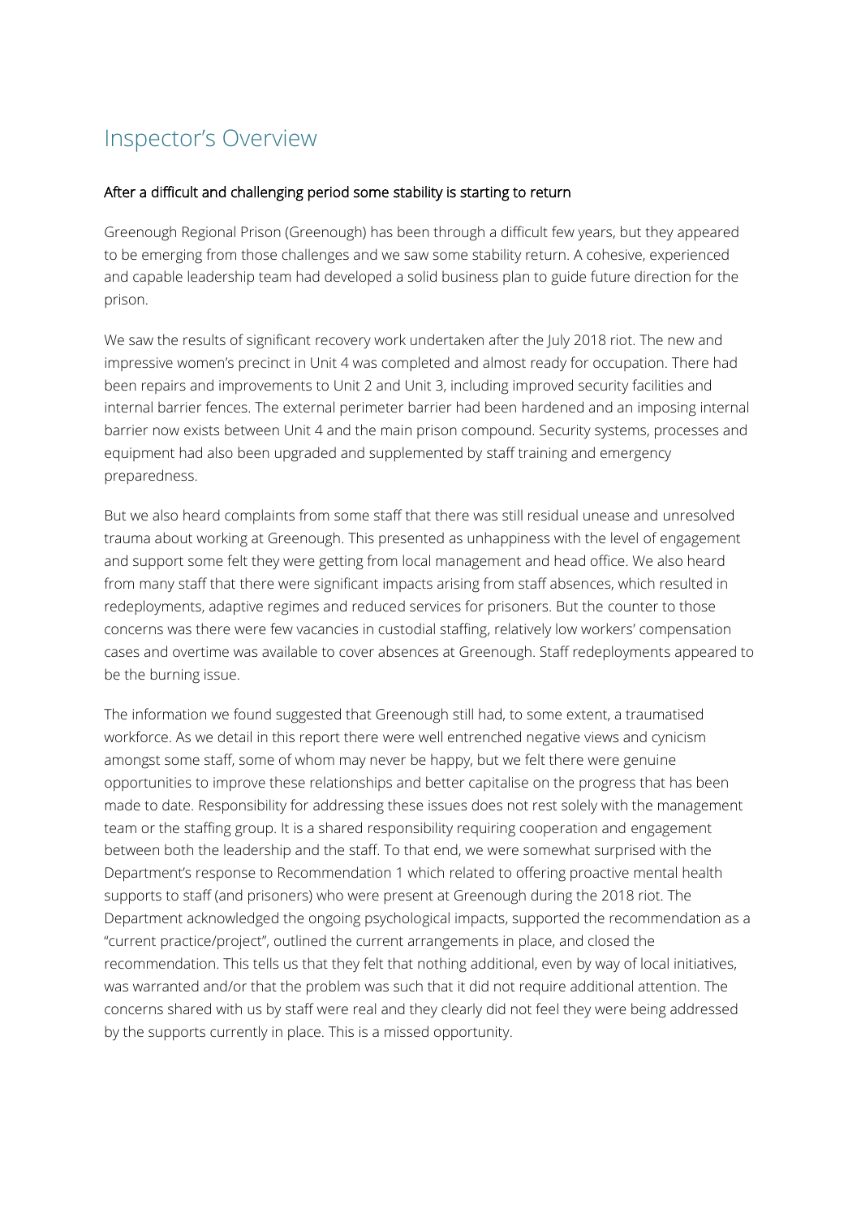# Inspector's Overview

## After a difficult and challenging period some stability is starting to return

Greenough Regional Prison (Greenough) has been through a difficult few years, but they appeared to be emerging from those challenges and we saw some stability return. A cohesive, experienced and capable leadership team had developed a solid business plan to guide future direction for the prison.

We saw the results of significant recovery work undertaken after the July 2018 riot. The new and impressive women's precinct in Unit 4 was completed and almost ready for occupation. There had been repairs and improvements to Unit 2 and Unit 3, including improved security facilities and internal barrier fences. The external perimeter barrier had been hardened and an imposing internal barrier now exists between Unit 4 and the main prison compound. Security systems, processes and equipment had also been upgraded and supplemented by staff training and emergency preparedness.

But we also heard complaints from some staff that there was still residual unease and unresolved trauma about working at Greenough. This presented as unhappiness with the level of engagement and support some felt they were getting from local management and head office. We also heard from many staff that there were significant impacts arising from staff absences, which resulted in redeployments, adaptive regimes and reduced services for prisoners. But the counter to those concerns was there were few vacancies in custodial staffing, relatively low workers' compensation cases and overtime was available to cover absences at Greenough. Staff redeployments appeared to be the burning issue.

The information we found suggested that Greenough still had, to some extent, a traumatised workforce. As we detail in this report there were well entrenched negative views and cynicism amongst some staff, some of whom may never be happy, but we felt there were genuine opportunities to improve these relationships and better capitalise on the progress that has been made to date. Responsibility for addressing these issues does not rest solely with the management team or the staffing group. It is a shared responsibility requiring cooperation and engagement between both the leadership and the staff. To that end, we were somewhat surprised with the Department's response to Recommendation 1 which related to offering proactive mental health supports to staff (and prisoners) who were present at Greenough during the 2018 riot. The Department acknowledged the ongoing psychological impacts, supported the recommendation as a "current practice/project", outlined the current arrangements in place, and closed the recommendation. This tells us that they felt that nothing additional, even by way of local initiatives, was warranted and/or that the problem was such that it did not require additional attention. The concerns shared with us by staff were real and they clearly did not feel they were being addressed by the supports currently in place. This is a missed opportunity.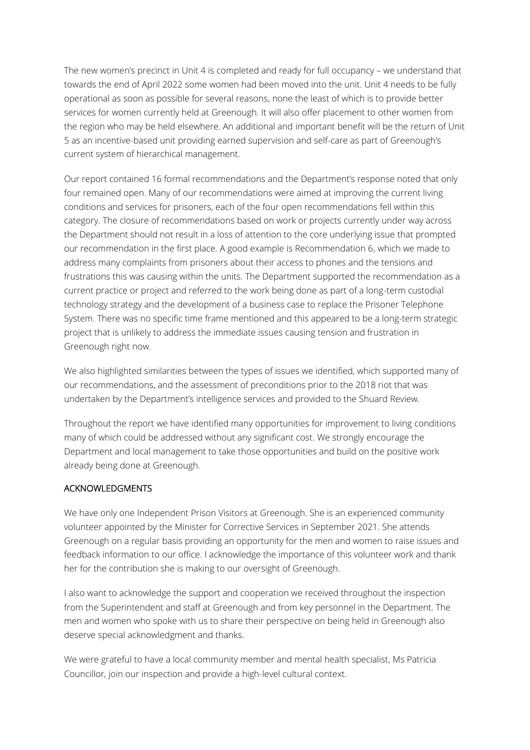The new women's precinct in Unit 4 is completed and ready for full occupancy – we understand that towards the end of April 2022 some women had been moved into the unit. Unit 4 needs to be fully operational as soon as possible for several reasons, none the least of which is to provide better services for women currently held at Greenough. It will also offer placement to other women from the region who may be held elsewhere. An additional and important benefit will be the return of Unit 5 as an incentive-based unit providing earned supervision and self-care as part of Greenough's current system of hierarchical management.

Our report contained 16 formal recommendations and the Department's response noted that only four remained open. Many of our recommendations were aimed at improving the current living conditions and services for prisoners, each of the four open recommendations fell within this category. The closure of recommendations based on work or projects currently under way across the Department should not result in a loss of attention to the core underlying issue that prompted our recommendation in the first place. A good example is Recommendation 6, which we made to address many complaints from prisoners about their access to phones and the tensions and frustrations this was causing within the units. The Department supported the recommendation as a current practice or project and referred to the work being done as part of a long-term custodial technology strategy and the development of a business case to replace the Prisoner Telephone System. There was no specific time frame mentioned and this appeared to be a long-term strategic project that is unlikely to address the immediate issues causing tension and frustration in Greenough right now.

We also highlighted similarities between the types of issues we identified, which supported many of our recommendations, and the assessment of preconditions prior to the 2018 riot that was undertaken by the Department's intelligence services and provided to the Shuard Review.

Throughout the report we have identified many opportunities for improvement to living conditions many of which could be addressed without any significant cost. We strongly encourage the Department and local management to take those opportunities and build on the positive work already being done at Greenough.

## ACKNOWLEDGMENTS

We have only one Independent Prison Visitors at Greenough. She is an experienced community volunteer appointed by the Minister for Corrective Services in September 2021. She attends Greenough on a regular basis providing an opportunity for the men and women to raise issues and feedback information to our office. I acknowledge the importance of this volunteer work and thank her for the contribution she is making to our oversight of Greenough.

I also want to acknowledge the support and cooperation we received throughout the inspection from the Superintendent and staff at Greenough and from key personnel in the Department. The men and women who spoke with us to share their perspective on being held in Greenough also deserve special acknowledgment and thanks.

We were grateful to have a local community member and mental health specialist, Ms Patricia Councillor, join our inspection and provide a high-level cultural context.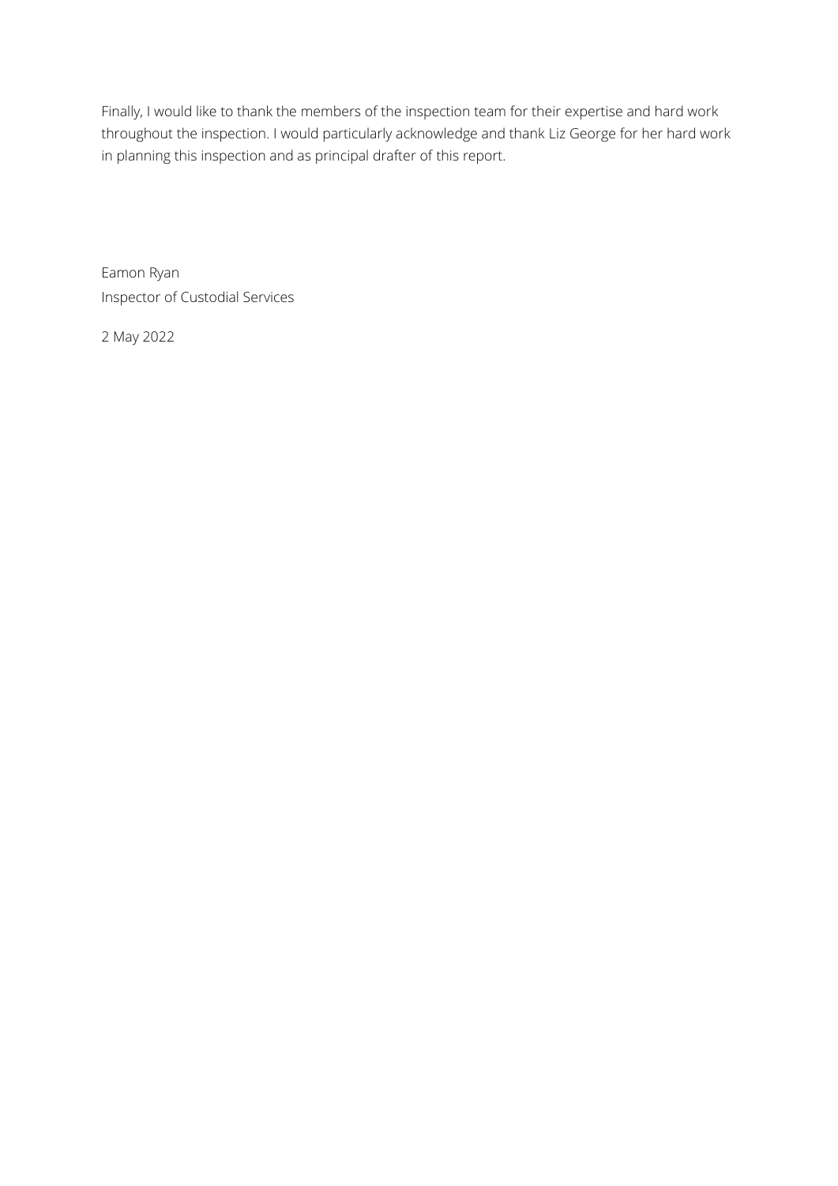Finally, I would like to thank the members of the inspection team for their expertise and hard work throughout the inspection. I would particularly acknowledge and thank Liz George for her hard work in planning this inspection and as principal drafter of this report.

Eamon Ryan
Inspector of Custodial Services

2 May 2022